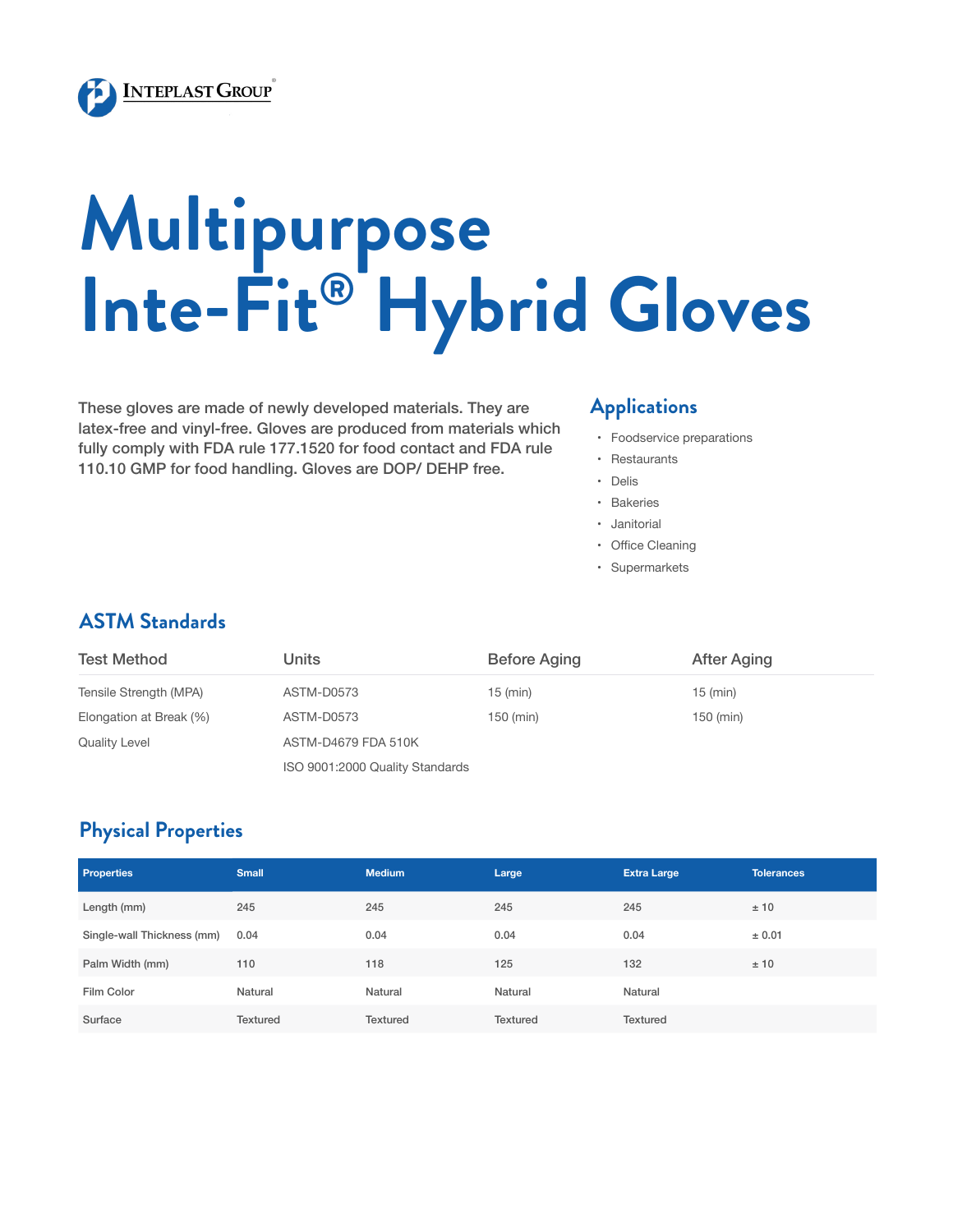Inteplast Group

# Multipurpose Inte-Fit® Hybrid Gloves

These gloves are made of newly developed materials. They are latex-free and vinyl-free. Gloves are produced from materials which fully comply with FDA rule 177.1520 for food contact and FDA rule 110.10 GMP for food handling. Gloves are DOP/ DEHP free.

## Applications

- Foodservice preparations
- Restaurants
- Delis
- Bakeries
- Janitorial
- Office Cleaning
- Supermarkets

## ASTM Standards

| Test Method | Units | Before Aging | After Aging |
|---|---|---|---|
| Tensile Strength (MPA) | ASTM-D0573 | 15 (min) | 15 (min) |
| Elongation at Break (%) | ASTM-D0573 | 150 (min) | 150 (min) |
| Quality Level | ASTM-D4679 FDA 510K | | |
| | ISO 9001:2000 Quality Standards | | |

## Physical Properties

| Properties | Small | Medium | Large | Extra Large | Tolerances |
|---|---|---|---|---|---|
| Length (mm) | 245 | 245 | 245 | 245 | ± 10 |
| Single-wall Thickness (mm) | 0.04 | 0.04 | 0.04 | 0.04 | ± 0.01 |
| Palm Width (mm) | 110 | 118 | 125 | 132 | ± 10 |
| Film Color | Natural | Natural | Natural | Natural | |
| Surface | Textured | Textured | Textured | Textured | |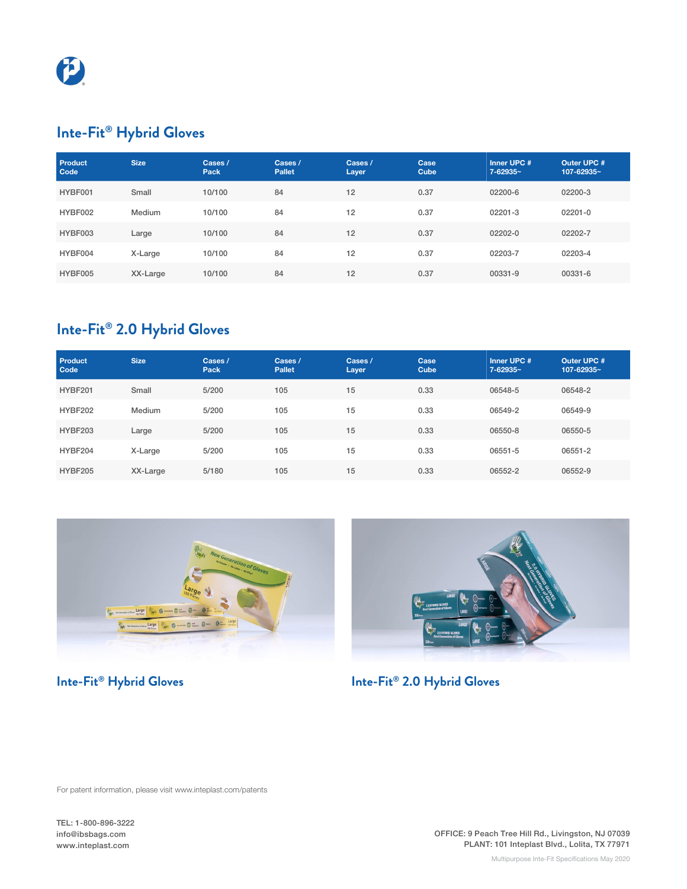## Inte-Fit® Hybrid Gloves

| Product Code | Size | Cases / Pack | Cases / Pallet | Cases / Layer | Case Cube | Inner UPC # 7-62935~ | Outer UPC # 107-62935~ |
|---|---|---|---|---|---|---|---|
| HYBF001 | Small | 10/100 | 84 | 12 | 0.37 | 02200-6 | 02200-3 |
| HYBF002 | Medium | 10/100 | 84 | 12 | 0.37 | 02201-3 | 02201-0 |
| HYBF003 | Large | 10/100 | 84 | 12 | 0.37 | 02202-0 | 02202-7 |
| HYBF004 | X-Large | 10/100 | 84 | 12 | 0.37 | 02203-7 | 02203-4 |
| HYBF005 | XX-Large | 10/100 | 84 | 12 | 0.37 | 00331-9 | 00331-6 |

## Inte-Fit® 2.0 Hybrid Gloves

| Product Code | Size | Cases / Pack | Cases / Pallet | Cases / Layer | Case Cube | Inner UPC # 7-62935~ | Outer UPC # 107-62935~ |
|---|---|---|---|---|---|---|---|
| HYBF201 | Small | 5/200 | 105 | 15 | 0.33 | 06548-5 | 06548-2 |
| HYBF202 | Medium | 5/200 | 105 | 15 | 0.33 | 06549-2 | 06549-9 |
| HYBF203 | Large | 5/200 | 105 | 15 | 0.33 | 06550-8 | 06550-5 |
| HYBF204 | X-Large | 5/200 | 105 | 15 | 0.33 | 06551-5 | 06551-2 |
| HYBF205 | XX-Large | 5/180 | 105 | 15 | 0.33 | 06552-2 | 06552-9 |

Inte-Fit® Hybrid Gloves

Inte-Fit® 2.0 Hybrid Gloves

For patent information, please visit www.inteplast.com/patents

TEL: 1-800-896-3222
info@ibsbags.com
www.inteplast.com

OFFICE: 9 Peach Tree Hill Rd., Livingston, NJ 07039
PLANT: 101 Inteplast Blvd., Lolita, TX 77971

Multipurpose Inte-Fit Specifications May 2020